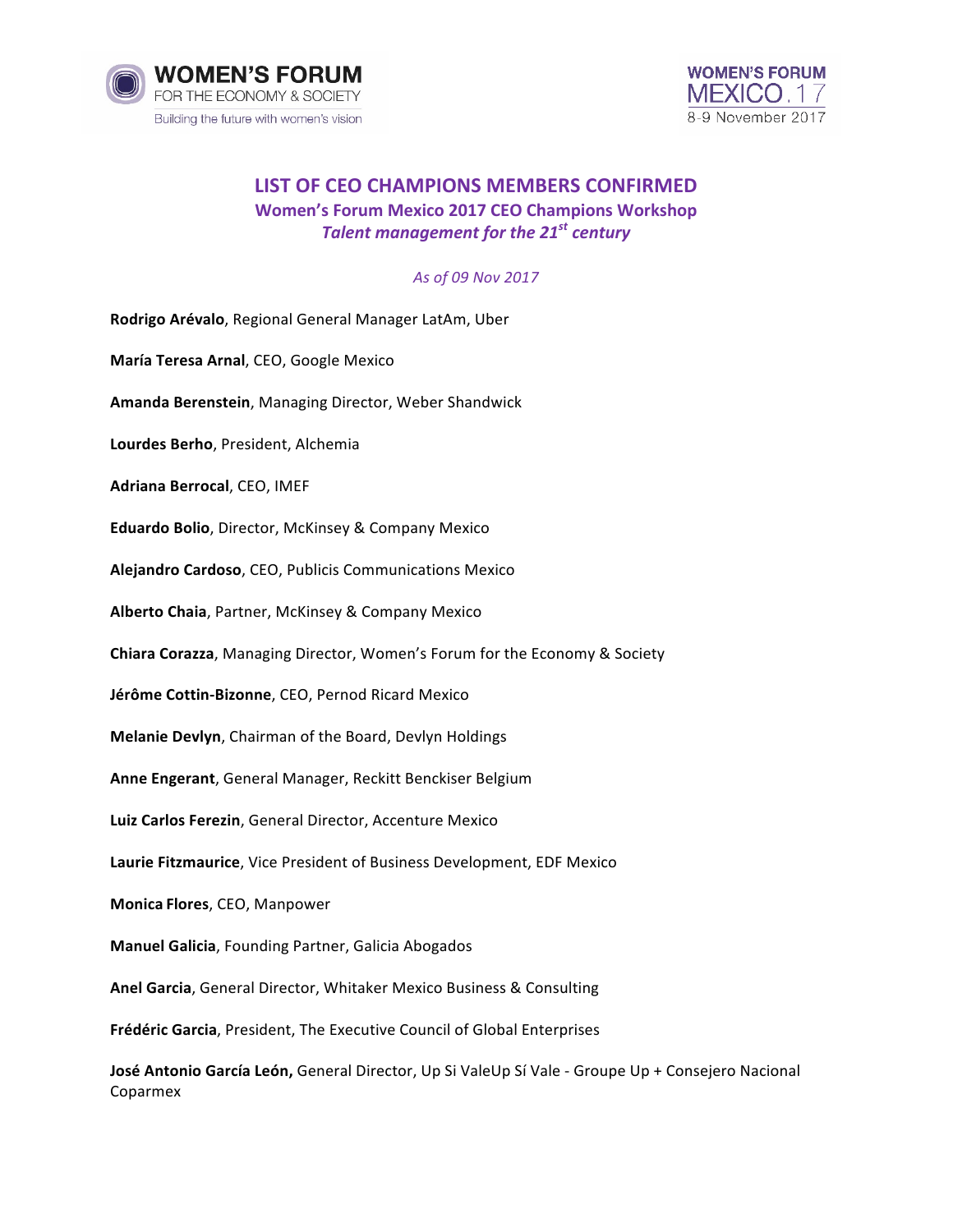WOMEN'S FORUM FOR THE ECONOMY & SOCIETY
Building the future with women's vision

WOMEN'S FORUM MEXICO.17
8-9 November 2017

# LIST OF CEO CHAMPIONS MEMBERS CONFIRMED

## Women's Forum Mexico 2017 CEO Champions Workshop

### *Talent management for the 21st century*

*As of 09 Nov 2017*

**Rodrigo Arévalo**, Regional General Manager LatAm, Uber

**María Teresa Arnal**, CEO, Google Mexico

**Amanda Berenstein**, Managing Director, Weber Shandwick

**Lourdes Berho**, President, Alchemia

**Adriana Berrocal**, CEO, IMEF

**Eduardo Bolio**, Director, McKinsey & Company Mexico

**Alejandro Cardoso**, CEO, Publicis Communications Mexico

**Alberto Chaia**, Partner, McKinsey & Company Mexico

**Chiara Corazza**, Managing Director, Women's Forum for the Economy & Society

**Jérôme Cottin-Bizonne**, CEO, Pernod Ricard Mexico

**Melanie Devlyn**, Chairman of the Board, Devlyn Holdings

**Anne Engerant**, General Manager, Reckitt Benckiser Belgium

**Luiz Carlos Ferezin**, General Director, Accenture Mexico

**Laurie Fitzmaurice**, Vice President of Business Development, EDF Mexico

**Monica Flores**, CEO, Manpower

**Manuel Galicia**, Founding Partner, Galicia Abogados

**Anel Garcia**, General Director, Whitaker Mexico Business & Consulting

**Frédéric Garcia**, President, The Executive Council of Global Enterprises

**José Antonio García León,** General Director, Up Si ValeUp Sí Vale - Groupe Up + Consejero Nacional Coparmex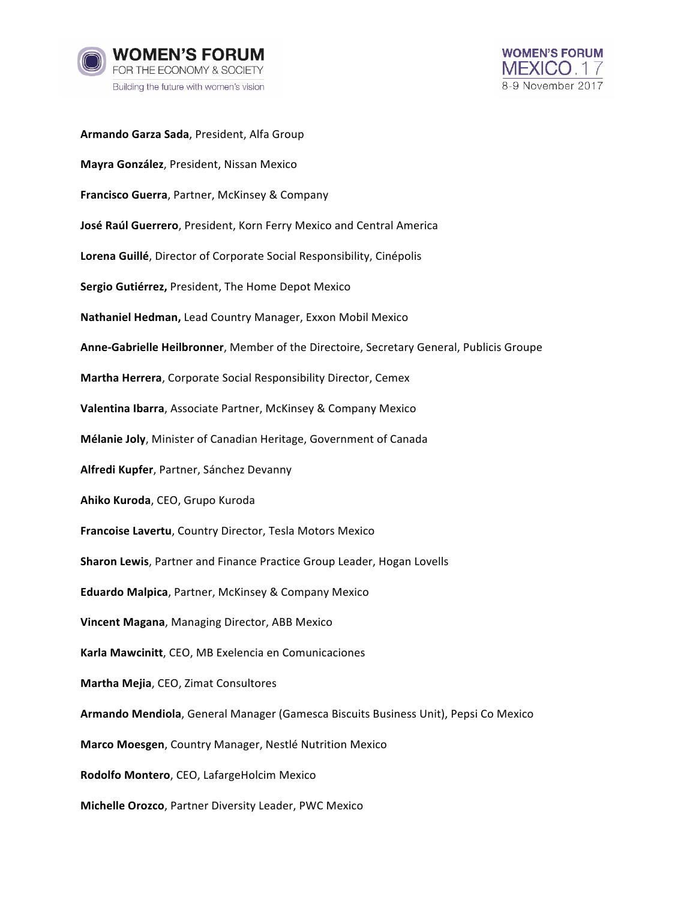**Armando Garza Sada**, President, Alfa Group

**Mayra González**, President, Nissan Mexico

**Francisco Guerra**, Partner, McKinsey & Company

**José Raúl Guerrero**, President, Korn Ferry Mexico and Central America

**Lorena Guillé**, Director of Corporate Social Responsibility, Cinépolis

**Sergio Gutiérrez,** President, The Home Depot Mexico

**Nathaniel Hedman,** Lead Country Manager, Exxon Mobil Mexico

**Anne-Gabrielle Heilbronner**, Member of the Directoire, Secretary General, Publicis Groupe

**Martha Herrera**, Corporate Social Responsibility Director, Cemex

**Valentina Ibarra**, Associate Partner, McKinsey & Company Mexico

**Mélanie Joly**, Minister of Canadian Heritage, Government of Canada

**Alfredi Kupfer**, Partner, Sánchez Devanny

**Ahiko Kuroda**, CEO, Grupo Kuroda

**Francoise Lavertu**, Country Director, Tesla Motors Mexico

**Sharon Lewis**, Partner and Finance Practice Group Leader, Hogan Lovells

**Eduardo Malpica**, Partner, McKinsey & Company Mexico

**Vincent Magana**, Managing Director, ABB Mexico

**Karla Mawcinitt**, CEO, MB Exelencia en Comunicaciones

**Martha Mejia**, CEO, Zimat Consultores

**Armando Mendiola**, General Manager (Gamesca Biscuits Business Unit), Pepsi Co Mexico

**Marco Moesgen**, Country Manager, Nestlé Nutrition Mexico

**Rodolfo Montero**, CEO, LafargeHolcim Mexico

**Michelle Orozco**, Partner Diversity Leader, PWC Mexico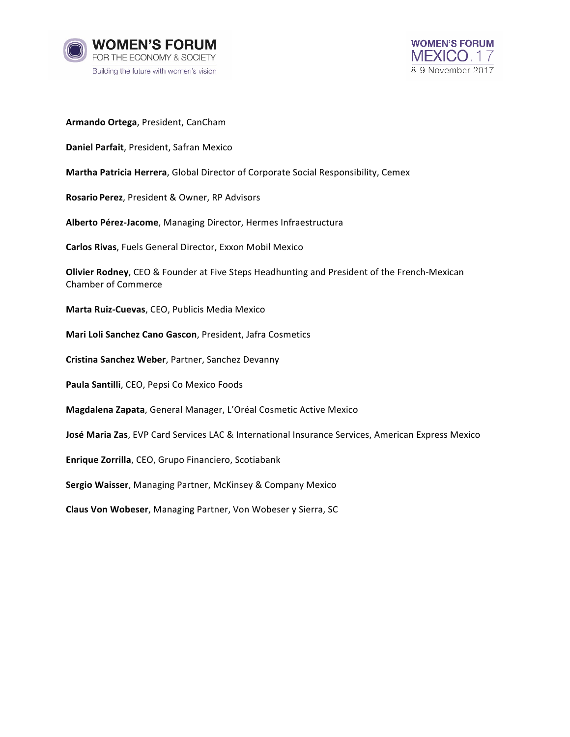**Armando Ortega**, President, CanCham

**Daniel Parfait**, President, Safran Mexico

**Martha Patricia Herrera**, Global Director of Corporate Social Responsibility, Cemex

**Rosario Perez**, President & Owner, RP Advisors

**Alberto Pérez-Jacome**, Managing Director, Hermes Infraestructura

**Carlos Rivas**, Fuels General Director, Exxon Mobil Mexico

**Olivier Rodney**, CEO & Founder at Five Steps Headhunting and President of the French-Mexican Chamber of Commerce

**Marta Ruiz-Cuevas**, CEO, Publicis Media Mexico

**Mari Loli Sanchez Cano Gascon**, President, Jafra Cosmetics

**Cristina Sanchez Weber**, Partner, Sanchez Devanny

**Paula Santilli**, CEO, Pepsi Co Mexico Foods

**Magdalena Zapata**, General Manager, L'Oréal Cosmetic Active Mexico

**José Maria Zas**, EVP Card Services LAC & International Insurance Services, American Express Mexico

**Enrique Zorrilla**, CEO, Grupo Financiero, Scotiabank

**Sergio Waisser**, Managing Partner, McKinsey & Company Mexico

**Claus Von Wobeser**, Managing Partner, Von Wobeser y Sierra, SC